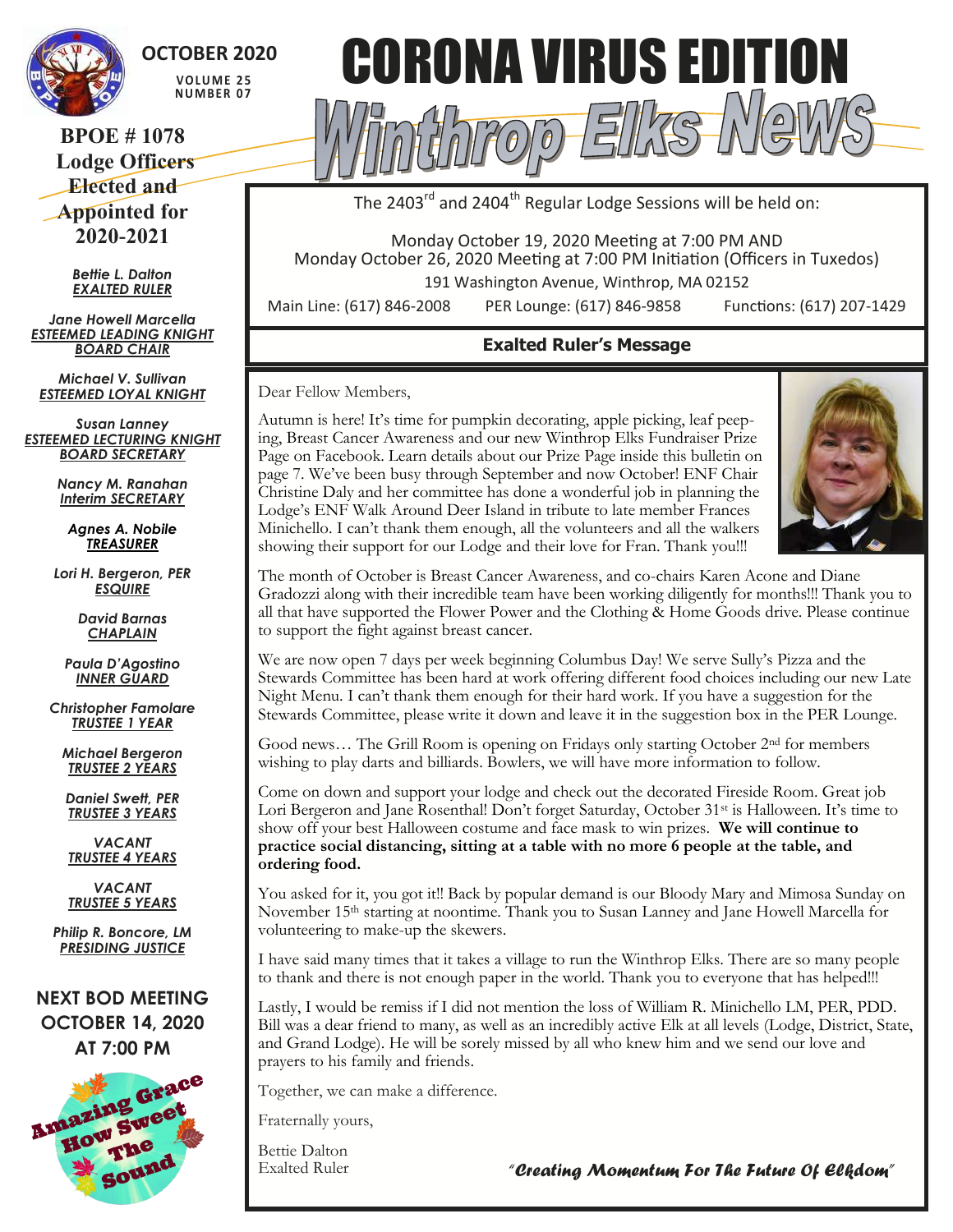OCTOBER 2020

VOLUME 25
NUMBER 07

# CORONA VIRUS EDITION

# Winthrop Elks News

The 2403rd and 2404th Regular Lodge Sessions will be held on:

Monday October 19, 2020 Meeting at 7:00 PM AND
Monday October 26, 2020 Meeting at 7:00 PM Initiation (Officers in Tuxedos)
191 Washington Avenue, Winthrop, MA 02152

Main Line: (617) 846-2008 PER Lounge: (617) 846-9858 Functions: (617) 207-1429

## BPOE # 1078 Lodge Officers Elected and Appointed for 2020-2021

*Bettie L. Dalton*
*EXALTED RULER*

*Jane Howell Marcella*
*ESTEEMED LEADING KNIGHT*
*BOARD CHAIR*

*Michael V. Sullivan*
*ESTEEMED LOYAL KNIGHT*

*Susan Lanney*
*ESTEEMED LECTURING KNIGHT*
*BOARD SECRETARY*

*Nancy M. Ranahan*
*Interim SECRETARY*

*Agnes A. Nobile*
*TREASURER*

*Lori H. Bergeron, PER*
*ESQUIRE*

*David Barnas*
*CHAPLAIN*

*Paula D'Agostino*
*INNER GUARD*

*Christopher Famolare*
*TRUSTEE 1 YEAR*

*Michael Bergeron*
*TRUSTEE 2 YEARS*

*Daniel Swett, PER*
*TRUSTEE 3 YEARS*

*VACANT*
*TRUSTEE 4 YEARS*

*VACANT*
*TRUSTEE 5 YEARS*

*Philip R. Boncore, LM*
*PRESIDING JUSTICE*

**NEXT BOD MEETING OCTOBER 14, 2020 AT 7:00 PM**

Amazing Grace How Sweet The Sound

## Exalted Ruler's Message

Dear Fellow Members,

Autumn is here! It's time for pumpkin decorating, apple picking, leaf peeping, Breast Cancer Awareness and our new Winthrop Elks Fundraiser Prize Page on Facebook. Learn details about our Prize Page inside this bulletin on page 7. We've been busy through September and now October! ENF Chair Christine Daly and her committee has done a wonderful job in planning the Lodge's ENF Walk Around Deer Island in tribute to late member Frances Minichello. I can't thank them enough, all the volunteers and all the walkers showing their support for our Lodge and their love for Fran. Thank you!!!

The month of October is Breast Cancer Awareness, and co-chairs Karen Acone and Diane Gradozzi along with their incredible team have been working diligently for months!!! Thank you to all that have supported the Flower Power and the Clothing & Home Goods drive. Please continue to support the fight against breast cancer.

We are now open 7 days per week beginning Columbus Day! We serve Sully's Pizza and the Stewards Committee has been hard at work offering different food choices including our new Late Night Menu. I can't thank them enough for their hard work. If you have a suggestion for the Stewards Committee, please write it down and leave it in the suggestion box in the PER Lounge.

Good news… The Grill Room is opening on Fridays only starting October 2nd for members wishing to play darts and billiards. Bowlers, we will have more information to follow.

Come on down and support your lodge and check out the decorated Fireside Room. Great job Lori Bergeron and Jane Rosenthal! Don't forget Saturday, October 31st is Halloween. It's time to show off your best Halloween costume and face mask to win prizes. **We will continue to practice social distancing, sitting at a table with no more 6 people at the table, and ordering food.**

You asked for it, you got it!! Back by popular demand is our Bloody Mary and Mimosa Sunday on November 15th starting at noontime. Thank you to Susan Lanney and Jane Howell Marcella for volunteering to make-up the skewers.

I have said many times that it takes a village to run the Winthrop Elks. There are so many people to thank and there is not enough paper in the world. Thank you to everyone that has helped!!!

Lastly, I would be remiss if I did not mention the loss of William R. Minichello LM, PER, PDD. Bill was a dear friend to many, as well as an incredibly active Elk at all levels (Lodge, District, State, and Grand Lodge). He will be sorely missed by all who knew him and we send our love and prayers to his family and friends.

Together, we can make a difference.

Fraternally yours,

Bettie Dalton
Exalted Ruler

*"Creating Momentum For The Future Of Elkdom"*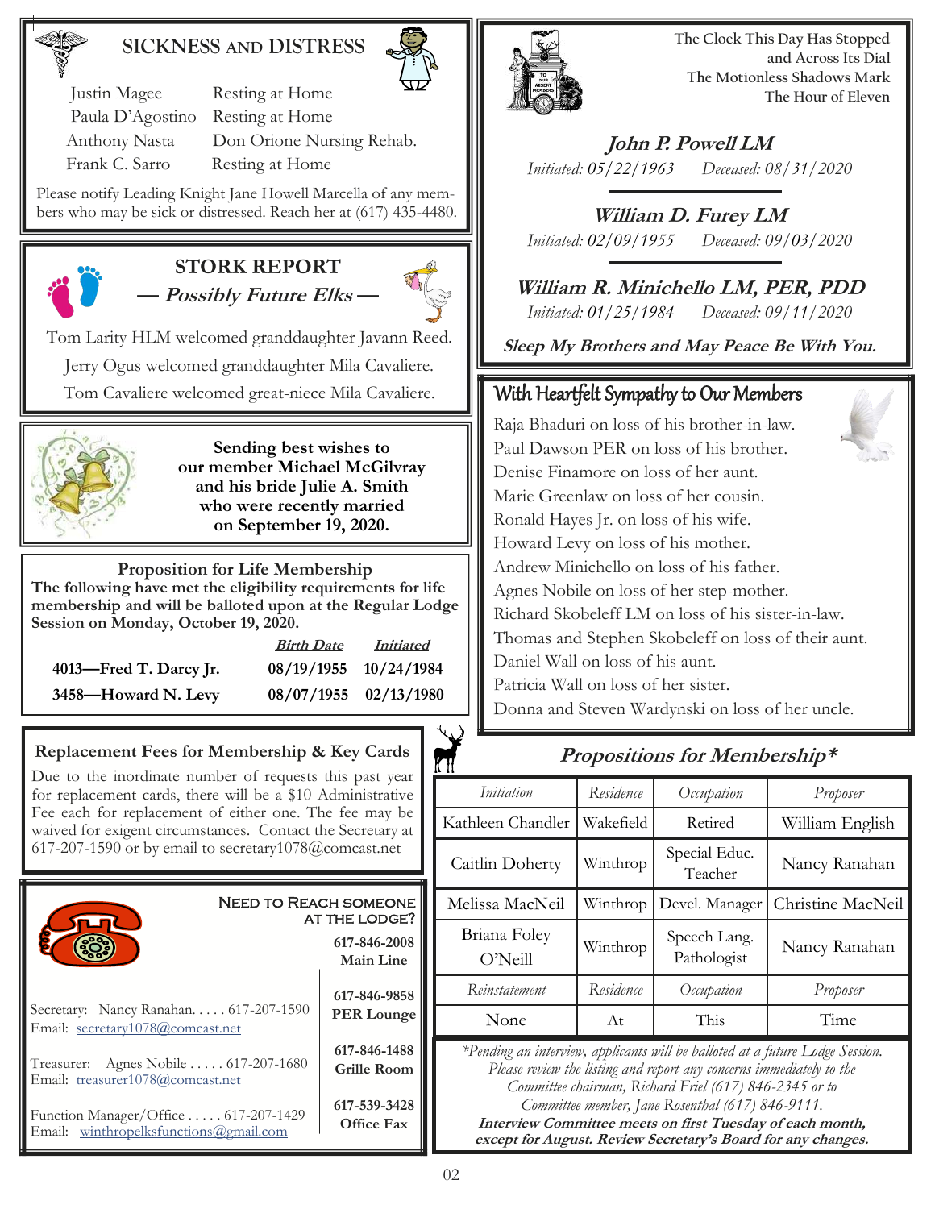## SICKNESS AND DISTRESS

| | |
|---|---|
| Justin Magee | Resting at Home |
| Paula D'Agostino | Resting at Home |
| Anthony Nasta | Don Orione Nursing Rehab. |
| Frank C. Sarro | Resting at Home |

Please notify Leading Knight Jane Howell Marcella of any members who may be sick or distressed. Reach her at (617) 435-4480.

## STORK REPORT

***— Possibly Future Elks —***

Tom Larity HLM welcomed granddaughter Javann Reed.

Jerry Ogus welcomed granddaughter Mila Cavaliere.

Tom Cavaliere welcomed great-niece Mila Cavaliere.

**Sending best wishes to our member Michael McGilvray and his bride Julie A. Smith who were recently married on September 19, 2020.**

### Proposition for Life Membership

**The following have met the eligibility requirements for life membership and will be balloted upon at the Regular Lodge Session on Monday, October 19, 2020.**

| | Birth Date | Initiated |
|---|---|---|
| **4013—Fred T. Darcy Jr.** | **08/19/1955** | **10/24/1984** |
| **3458—Howard N. Levy** | **08/07/1955** | **02/13/1980** |

### Replacement Fees for Membership & Key Cards

Due to the inordinate number of requests this past year for replacement cards, there will be a $10 Administrative Fee each for replacement of either one. The fee may be waived for exigent circumstances. Contact the Secretary at 617-207-1590 or by email to secretary1078@comcast.net

### NEED TO REACH SOMEONE AT THE LODGE?

**617-846-2008** Main Line

**617-846-9858** PER Lounge

**617-846-1488** Grille Room

**617-539-3428** Office Fax

Secretary: Nancy Ranahan. . . . . 617-207-1590
Email: secretary1078@comcast.net

Treasurer: Agnes Nobile . . . . . 617-207-1680
Email: treasurer1078@comcast.net

Function Manager/Office . . . . . 617-207-1429
Email: winthropelksfunctions@gmail.com

**The Clock This Day Has Stopped and Across Its Dial The Motionless Shadows Mark The Hour of Eleven**

***John P. Powell LM***
*Initiated: 05/22/1963 Deceased: 08/31/2020*

***William D. Furey LM***
*Initiated: 02/09/1955 Deceased: 09/03/2020*

***William R. Minichello LM, PER, PDD***
*Initiated: 01/25/1984 Deceased: 09/11/2020*

***Sleep My Brothers and May Peace Be With You.***

## With Heartfelt Sympathy to Our Members

Raja Bhaduri on loss of his brother-in-law.
Paul Dawson PER on loss of his brother.
Denise Finamore on loss of her aunt.
Marie Greenlaw on loss of her cousin.
Ronald Hayes Jr. on loss of his wife.
Howard Levy on loss of his mother.
Andrew Minichello on loss of his father.
Agnes Nobile on loss of her step-mother.
Richard Skobeleff LM on loss of his sister-in-law.
Thomas and Stephen Skobeleff on loss of their aunt.
Daniel Wall on loss of his aunt.
Patricia Wall on loss of her sister.
Donna and Steven Wardynski on loss of her uncle.

## *Propositions for Membership**

| *Initiation* | *Residence* | *Occupation* | *Proposer* |
|---|---|---|---|
| Kathleen Chandler | Wakefield | Retired | William English |
| Caitlin Doherty | Winthrop | Special Educ. Teacher | Nancy Ranahan |
| Melissa MacNeil | Winthrop | Devel. Manager | Christine MacNeil |
| Briana Foley O'Neill | Winthrop | Speech Lang. Pathologist | Nancy Ranahan |
| *Reinstatement* | *Residence* | *Occupation* | *Proposer* |
| None | At | This | Time |

*\*Pending an interview, applicants will be balloted at a future Lodge Session. Please review the listing and report any concerns immediately to the Committee chairman, Richard Friel (617) 846-2345 or to Committee member, Jane Rosenthal (617) 846-9111.*

***Interview Committee meets on first Tuesday of each month, except for August. Review Secretary's Board for any changes.***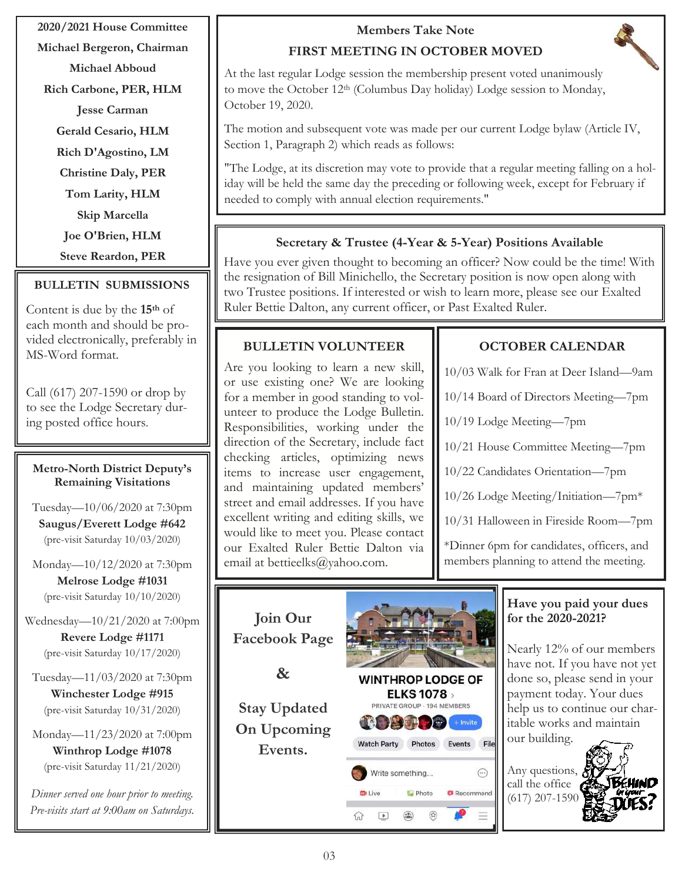## 2020/2021 House Committee

**Michael Bergeron, Chairman**
**Michael Abboud**
**Rich Carbone, PER, HLM**
**Jesse Carman**
**Gerald Cesario, HLM**
**Rich D'Agostino, LM**
**Christine Daly, PER**
**Tom Larity, HLM**
**Skip Marcella**
**Joe O'Brien, HLM**
**Steve Reardon, PER**

## BULLETIN SUBMISSIONS

Content is due by the **15th** of each month and should be provided electronically, preferably in MS-Word format.

Call (617) 207-1590 or drop by to see the Lodge Secretary during posted office hours.

## Metro-North District Deputy's Remaining Visitations

Tuesday—10/06/2020 at 7:30pm
**Saugus/Everett Lodge #642**
(pre-visit Saturday 10/03/2020)

Monday—10/12/2020 at 7:30pm
**Melrose Lodge #1031**
(pre-visit Saturday 10/10/2020)

Wednesday—10/21/2020 at 7:00pm
**Revere Lodge #1171**
(pre-visit Saturday 10/17/2020)

Tuesday—11/03/2020 at 7:30pm
**Winchester Lodge #915**
(pre-visit Saturday 10/31/2020)

Monday—11/23/2020 at 7:00pm
**Winthrop Lodge #1078**
(pre-visit Saturday 11/21/2020)

*Dinner served one hour prior to meeting.*
*Pre-visits start at 9:00am on Saturdays.*

## Members Take Note
## FIRST MEETING IN OCTOBER MOVED

At the last regular Lodge session the membership present voted unanimously to move the October 12th (Columbus Day holiday) Lodge session to Monday, October 19, 2020.

The motion and subsequent vote was made per our current Lodge bylaw (Article IV, Section 1, Paragraph 2) which reads as follows:

"The Lodge, at its discretion may vote to provide that a regular meeting falling on a holiday will be held the same day the preceding or following week, except for February if needed to comply with annual election requirements."

## Secretary & Trustee (4-Year & 5-Year) Positions Available

Have you ever given thought to becoming an officer? Now could be the time! With the resignation of Bill Minichello, the Secretary position is now open along with two Trustee positions. If interested or wish to learn more, please see our Exalted Ruler Bettie Dalton, any current officer, or Past Exalted Ruler.

## BULLETIN VOLUNTEER

Are you looking to learn a new skill, or use existing one? We are looking for a member in good standing to volunteer to produce the Lodge Bulletin. Responsibilities, working under the direction of the Secretary, include fact checking articles, optimizing news items to increase user engagement, and maintaining updated members' street and email addresses. If you have excellent writing and editing skills, we would like to meet you. Please contact our Exalted Ruler Bettie Dalton via email at bettieelks@yahoo.com.

## OCTOBER CALENDAR

10/03 Walk for Fran at Deer Island—9am

10/14 Board of Directors Meeting—7pm

10/19 Lodge Meeting—7pm

10/21 House Committee Meeting—7pm

10/22 Candidates Orientation—7pm

10/26 Lodge Meeting/Initiation—7pm*

10/31 Halloween in Fireside Room—7pm

*Dinner 6pm for candidates, officers, and members planning to attend the meeting.

## Join Our Facebook Page & Stay Updated On Upcoming Events.

WINTHROP LODGE OF ELKS 1078
PRIVATE GROUP · 194 MEMBERS

## Have you paid your dues for the 2020-2021?

Nearly 12% of our members have not. If you have not yet done so, please send in your payment today. Your dues help us to continue our charitable works and maintain our building.

Any questions, call the office (617) 207-1590

BEHIND in your DUES?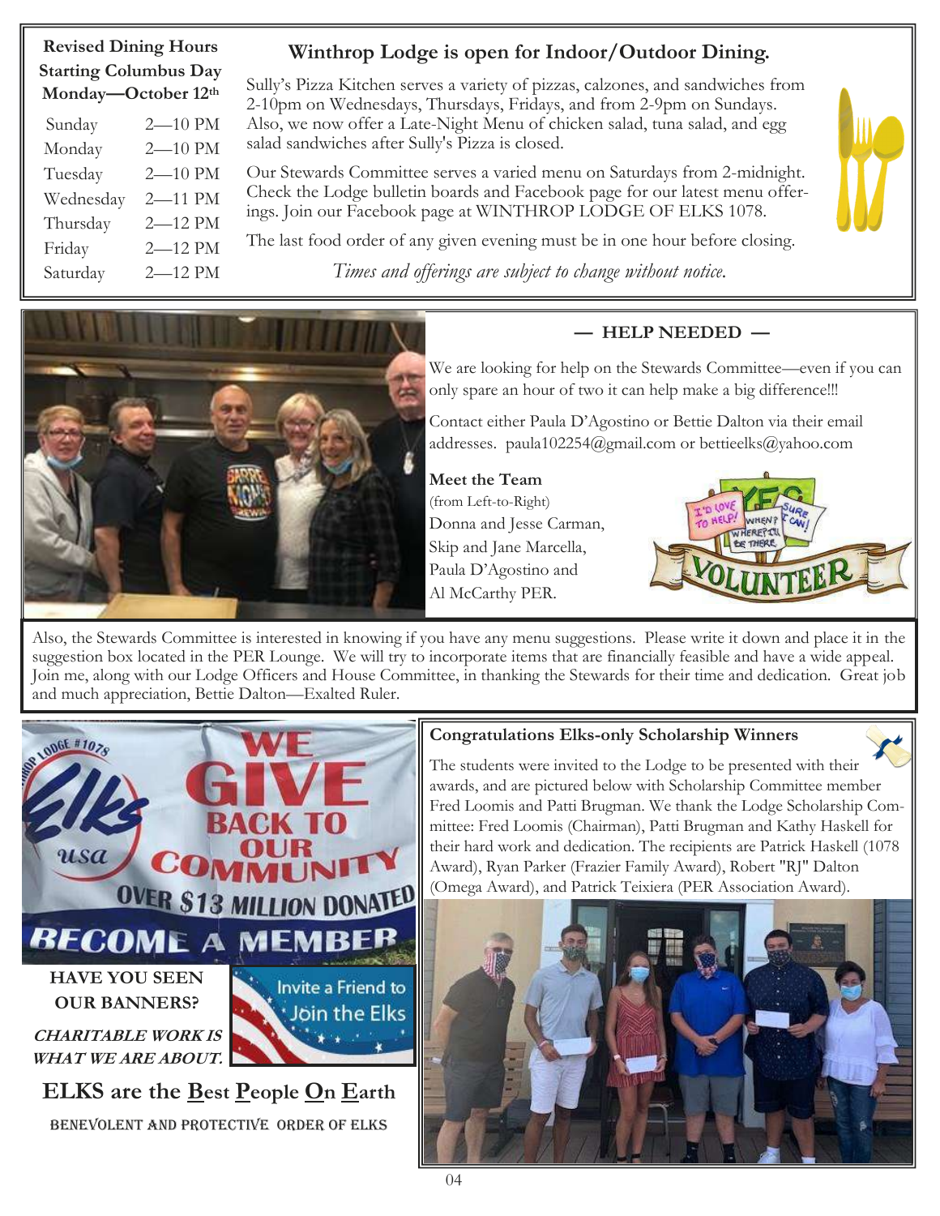**Revised Dining Hours Starting Columbus Day Monday—October 12th**

| | |
|---|---|
| Sunday | 2—10 PM |
| Monday | 2—10 PM |
| Tuesday | 2—10 PM |
| Wednesday | 2—11 PM |
| Thursday | 2—12 PM |
| Friday | 2—12 PM |
| Saturday | 2—12 PM |

## Winthrop Lodge is open for Indoor/Outdoor Dining.

Sully's Pizza Kitchen serves a variety of pizzas, calzones, and sandwiches from 2-10pm on Wednesdays, Thursdays, Fridays, and from 2-9pm on Sundays. Also, we now offer a Late-Night Menu of chicken salad, tuna salad, and egg salad sandwiches after Sully's Pizza is closed.

Our Stewards Committee serves a varied menu on Saturdays from 2-midnight. Check the Lodge bulletin boards and Facebook page for our latest menu offerings. Join our Facebook page at WINTHROP LODGE OF ELKS 1078.

The last food order of any given evening must be in one hour before closing.

*Times and offerings are subject to change without notice.*

### — HELP NEEDED —

We are looking for help on the Stewards Committee—even if you can only spare an hour of two it can help make a big difference!!!

Contact either Paula D'Agostino or Bettie Dalton via their email addresses. paula102254@gmail.com or bettieelks@yahoo.com

**Meet the Team**
(from Left-to-Right)
Donna and Jesse Carman,
Skip and Jane Marcella,
Paula D'Agostino and
Al McCarthy PER.

Also, the Stewards Committee is interested in knowing if you have any menu suggestions. Please write it down and place it in the suggestion box located in the PER Lounge. We will try to incorporate items that are financially feasible and have a wide appeal. Join me, along with our Lodge Officers and House Committee, in thanking the Stewards for their time and dedication. Great job and much appreciation, Bettie Dalton—Exalted Ruler.

**HAVE YOU SEEN OUR BANNERS?**

***CHARITABLE WORK IS WHAT WE ARE ABOUT.***

## ELKS are the Best People On Earth

BENEVOLENT AND PROTECTIVE ORDER OF ELKS

### Congratulations Elks-only Scholarship Winners

The students were invited to the Lodge to be presented with their awards, and are pictured below with Scholarship Committee member Fred Loomis and Patti Brugman. We thank the Lodge Scholarship Committee: Fred Loomis (Chairman), Patti Brugman and Kathy Haskell for their hard work and dedication. The recipients are Patrick Haskell (1078 Award), Ryan Parker (Frazier Family Award), Robert "RJ" Dalton (Omega Award), and Patrick Teixiera (PER Association Award).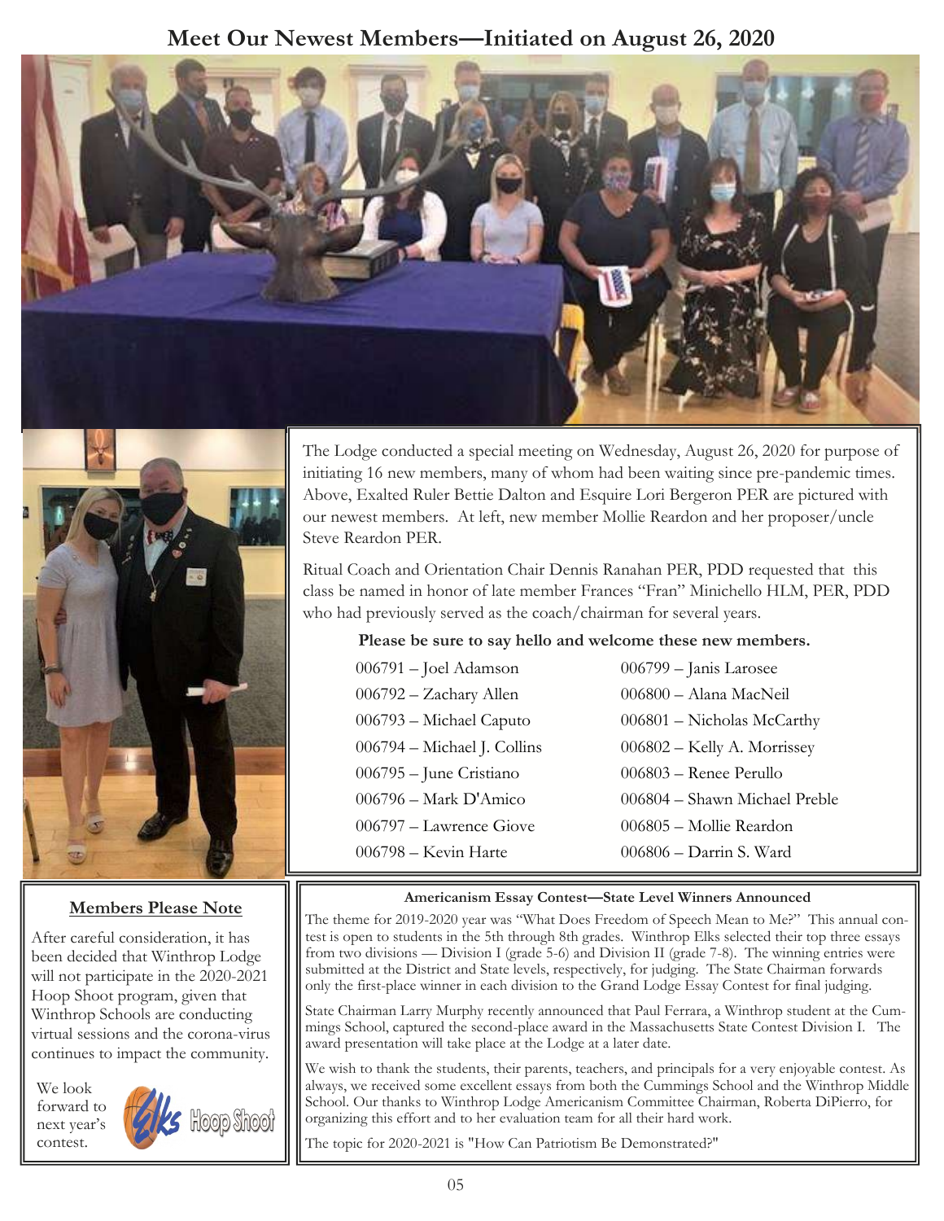# Meet Our Newest Members—Initiated on August 26, 2020

The Lodge conducted a special meeting on Wednesday, August 26, 2020 for purpose of initiating 16 new members, many of whom had been waiting since pre-pandemic times. Above, Exalted Ruler Bettie Dalton and Esquire Lori Bergeron PER are pictured with our newest members. At left, new member Mollie Reardon and her proposer/uncle Steve Reardon PER.

Ritual Coach and Orientation Chair Dennis Ranahan PER, PDD requested that this class be named in honor of late member Frances "Fran" Minichello HLM, PER, PDD who had previously served as the coach/chairman for several years.

**Please be sure to say hello and welcome these new members.**

- 006791 – Joel Adamson
- 006792 – Zachary Allen
- 006793 – Michael Caputo
- 006794 – Michael J. Collins
- 006795 – June Cristiano
- 006796 – Mark D'Amico
- 006797 – Lawrence Giove
- 006798 – Kevin Harte
- 006799 – Janis Larosee
- 006800 – Alana MacNeil
- 006801 – Nicholas McCarthy
- 006802 – Kelly A. Morrissey
- 006803 – Renee Perullo
- 006804 – Shawn Michael Preble
- 006805 – Mollie Reardon
- 006806 – Darrin S. Ward

## Members Please Note

After careful consideration, it has been decided that Winthrop Lodge will not participate in the 2020-2021 Hoop Shoot program, given that Winthrop Schools are conducting virtual sessions and the corona-virus continues to impact the community.

We look forward to next year's contest.

### Americanism Essay Contest—State Level Winners Announced

The theme for 2019-2020 year was "What Does Freedom of Speech Mean to Me?" This annual contest is open to students in the 5th through 8th grades. Winthrop Elks selected their top three essays from two divisions — Division I (grade 5-6) and Division II (grade 7-8). The winning entries were submitted at the District and State levels, respectively, for judging. The State Chairman forwards only the first-place winner in each division to the Grand Lodge Essay Contest for final judging.

State Chairman Larry Murphy recently announced that Paul Ferrara, a Winthrop student at the Cummings School, captured the second-place award in the Massachusetts State Contest Division I. The award presentation will take place at the Lodge at a later date.

We wish to thank the students, their parents, teachers, and principals for a very enjoyable contest. As always, we received some excellent essays from both the Cummings School and the Winthrop Middle School. Our thanks to Winthrop Lodge Americanism Committee Chairman, Roberta DiPierro, for organizing this effort and to her evaluation team for all their hard work.

The topic for 2020-2021 is "How Can Patriotism Be Demonstrated?"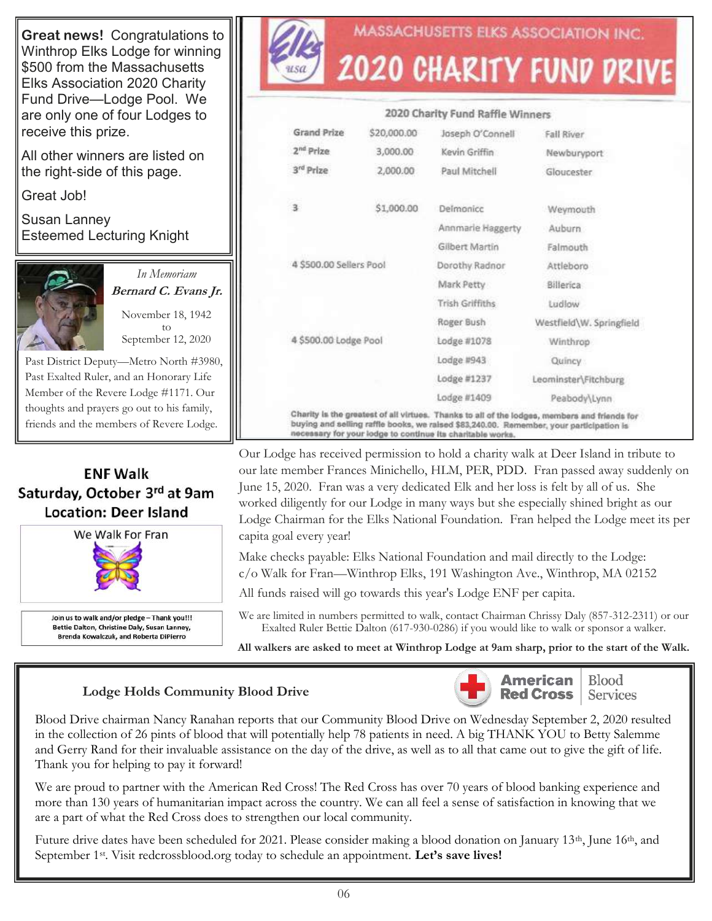**Great news!** Congratulations to Winthrop Elks Lodge for winning $500 from the Massachusetts Elks Association 2020 Charity Fund Drive—Lodge Pool. We are only one of four Lodges to receive this prize.

All other winners are listed on the right-side of this page.

Great Job!

Susan Lanney
Esteemed Lecturing Knight

# MASSACHUSETTS ELKS ASSOCIATION INC.
# 2020 CHARITY FUND DRIVE

## 2020 Charity Fund Raffle Winners

| | | | |
|---|---|---|---|
| Grand Prize | $20,000.00 | Joseph O'Connell | Fall River |
| 2nd Prize | 3,000.00 | Kevin Griffin | Newburyport |
| 3rd Prize | 2,000.00 | Paul Mitchell | Gloucester |
| 3 | $1,000.00 | Delmonicc | Weymouth |
| | | Annmarie Haggerty | Auburn |
| | | Gilbert Martin | Falmouth |
| 4 $500.00 Sellers Pool | | Dorothy Radnor | Attleboro |
| | | Mark Petty | Billerica |
| | | Trish Griffiths | Ludlow |
| | | Roger Bush | Westfield\W. Springfield |
| 4 $500.00 Lodge Pool | | Lodge #1078 | Winthrop |
| | | Lodge #943 | Quincy |
| | | Lodge #1237 | Leominster\Fitchburg |
| | | Lodge #1409 | Peabody\Lynn |

Charity is the greatest of all virtues. Thanks to all of the lodges, members and friends for buying and selling raffle books, we raised $83,240.00. Remember, your participation is necessary for your lodge to continue its charitable works.

*In Memoriam*

***Bernard C. Evans Jr.***

November 18, 1942 to September 12, 2020

Past District Deputy—Metro North #3980, Past Exalted Ruler, and an Honorary Life Member of the Revere Lodge #1171. Our thoughts and prayers go out to his family, friends and the members of Revere Lodge.

## ENF Walk
## Saturday, October 3rd at 9am
## Location: Deer Island

We Walk For Fran

Join us to walk and/or pledge – Thank you!!!
Bettie Dalton, Christine Daly, Susan Lanney, Brenda Kowalczuk, and Roberta DiPierro

Our Lodge has received permission to hold a charity walk at Deer Island in tribute to our late member Frances Minichello, HLM, PER, PDD. Fran passed away suddenly on June 15, 2020. Fran was a very dedicated Elk and her loss is felt by all of us. She worked diligently for our Lodge in many ways but she especially shined bright as our Lodge Chairman for the Elks National Foundation. Fran helped the Lodge meet its per capita goal every year!

Make checks payable: Elks National Foundation and mail directly to the Lodge:
c/o Walk for Fran—Winthrop Elks, 191 Washington Ave., Winthrop, MA 02152

All funds raised will go towards this year's Lodge ENF per capita.

We are limited in numbers permitted to walk, contact Chairman Chrissy Daly (857-312-2311) or our Exalted Ruler Bettie Dalton (617-930-0286) if you would like to walk or sponsor a walker.

**All walkers are asked to meet at Winthrop Lodge at 9am sharp, prior to the start of the Walk.**

## Lodge Holds Community Blood Drive

American Red Cross | Blood Services

Blood Drive chairman Nancy Ranahan reports that our Community Blood Drive on Wednesday September 2, 2020 resulted in the collection of 26 pints of blood that will potentially help 78 patients in need. A big THANK YOU to Betty Salemme and Gerry Rand for their invaluable assistance on the day of the drive, as well as to all that came out to give the gift of life. Thank you for helping to pay it forward!

We are proud to partner with the American Red Cross! The Red Cross has over 70 years of blood banking experience and more than 130 years of humanitarian impact across the country. We can all feel a sense of satisfaction in knowing that we are a part of what the Red Cross does to strengthen our local community.

Future drive dates have been scheduled for 2021. Please consider making a blood donation on January 13th, June 16th, and September 1st. Visit redcrossblood.org today to schedule an appointment. **Let's save lives!**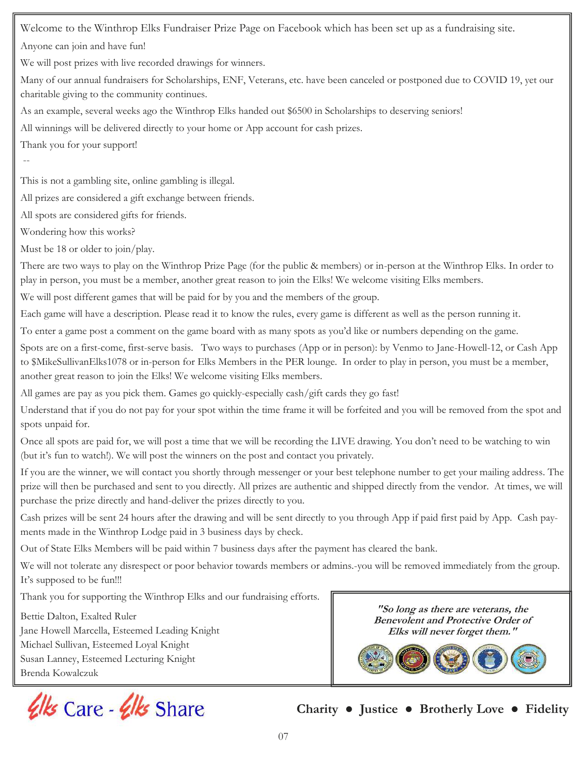Welcome to the Winthrop Elks Fundraiser Prize Page on Facebook which has been set up as a fundraising site.

Anyone can join and have fun!

We will post prizes with live recorded drawings for winners.

Many of our annual fundraisers for Scholarships, ENF, Veterans, etc. have been canceled or postponed due to COVID 19, yet our charitable giving to the community continues.

As an example, several weeks ago the Winthrop Elks handed out $6500 in Scholarships to deserving seniors!

All winnings will be delivered directly to your home or App account for cash prizes.

Thank you for your support!

--

This is not a gambling site, online gambling is illegal.

All prizes are considered a gift exchange between friends.

All spots are considered gifts for friends.

Wondering how this works?

Must be 18 or older to join/play.

There are two ways to play on the Winthrop Prize Page (for the public & members) or in-person at the Winthrop Elks. In order to play in person, you must be a member, another great reason to join the Elks! We welcome visiting Elks members.

We will post different games that will be paid for by you and the members of the group.

Each game will have a description. Please read it to know the rules, every game is different as well as the person running it.

To enter a game post a comment on the game board with as many spots as you'd like or numbers depending on the game.

Spots are on a first-come, first-serve basis. Two ways to purchases (App or in person): by Venmo to Jane-Howell-12, or Cash App to $MikeSullivanElks1078 or in-person for Elks Members in the PER lounge. In order to play in person, you must be a member, another great reason to join the Elks! We welcome visiting Elks members.

All games are pay as you pick them. Games go quickly-especially cash/gift cards they go fast!

Understand that if you do not pay for your spot within the time frame it will be forfeited and you will be removed from the spot and spots unpaid for.

Once all spots are paid for, we will post a time that we will be recording the LIVE drawing. You don't need to be watching to win (but it's fun to watch!). We will post the winners on the post and contact you privately.

If you are the winner, we will contact you shortly through messenger or your best telephone number to get your mailing address. The prize will then be purchased and sent to you directly. All prizes are authentic and shipped directly from the vendor. At times, we will purchase the prize directly and hand-deliver the prizes directly to you.

Cash prizes will be sent 24 hours after the drawing and will be sent directly to you through App if paid first paid by App. Cash payments made in the Winthrop Lodge paid in 3 business days by check.

Out of State Elks Members will be paid within 7 business days after the payment has cleared the bank.

We will not tolerate any disrespect or poor behavior towards members or admins.-you will be removed immediately from the group. It's supposed to be fun!!!

Thank you for supporting the Winthrop Elks and our fundraising efforts.

Bettie Dalton, Exalted Ruler
Jane Howell Marcella, Esteemed Leading Knight
Michael Sullivan, Esteemed Loyal Knight
Susan Lanney, Esteemed Lecturing Knight
Brenda Kowalczuk

***"So long as there are veterans, the Benevolent and Protective Order of Elks will never forget them."***

Elks Care - Elks Share

**Charity ● Justice ● Brotherly Love ● Fidelity**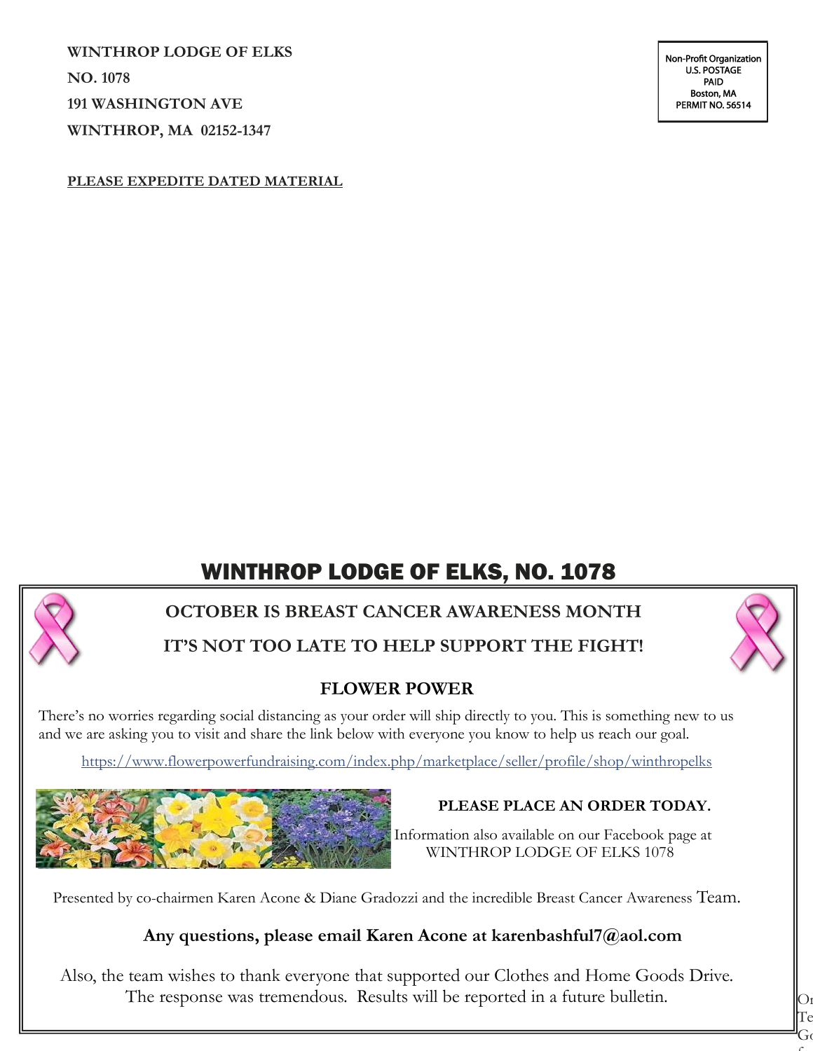**WINTHROP LODGE OF ELKS**

**NO. 1078**

**191 WASHINGTON AVE**

**WINTHROP, MA 02152-1347**

Non-Profit Organization
U.S. POSTAGE
PAID
Boston, MA
PERMIT NO. 56514

**PLEASE EXPEDITE DATED MATERIAL**

# WINTHROP LODGE OF ELKS, NO. 1078

## OCTOBER IS BREAST CANCER AWARENESS MONTH

## IT'S NOT TOO LATE TO HELP SUPPORT THE FIGHT!

### FLOWER POWER

There's no worries regarding social distancing as your order will ship directly to you. This is something new to us and we are asking you to visit and share the link below with everyone you know to help us reach our goal.

https://www.flowerpowerfundraising.com/index.php/marketplace/seller/profile/shop/winthropelks

**PLEASE PLACE AN ORDER TODAY.**

Information also available on our Facebook page at WINTHROP LODGE OF ELKS 1078

Presented by co-chairmen Karen Acone & Diane Gradozzi and the incredible Breast Cancer Awareness Team.

**Any questions, please email Karen Acone at karenbashful7@aol.com**

Also, the team wishes to thank everyone that supported our Clothes and Home Goods Drive. The response was tremendous. Results will be reported in a future bulletin.